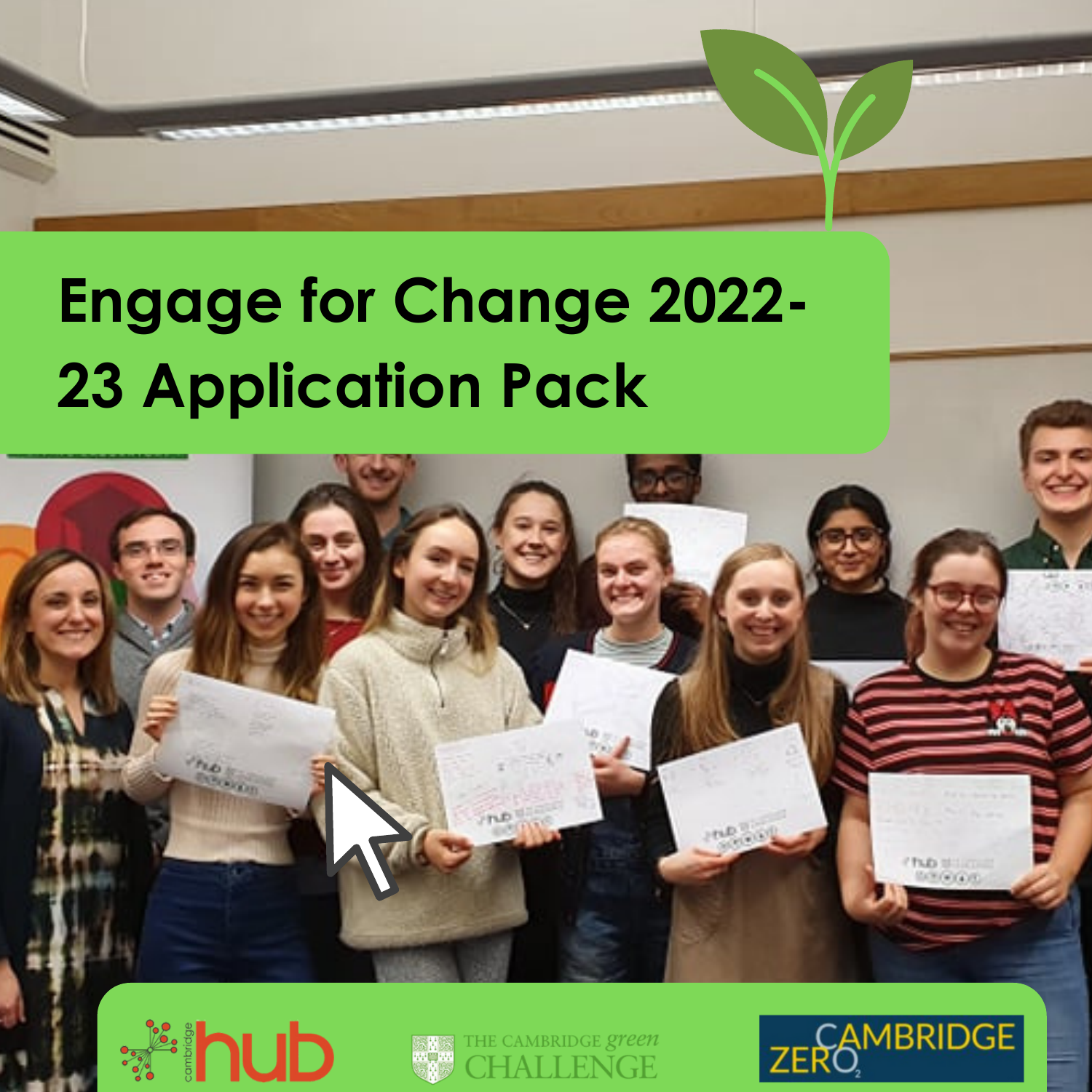# Engage for Change 2022-23 Application Pack

cambridge hub

THE CAMBRIDGE green CHALLENGE

CAMBRIDGE ZERO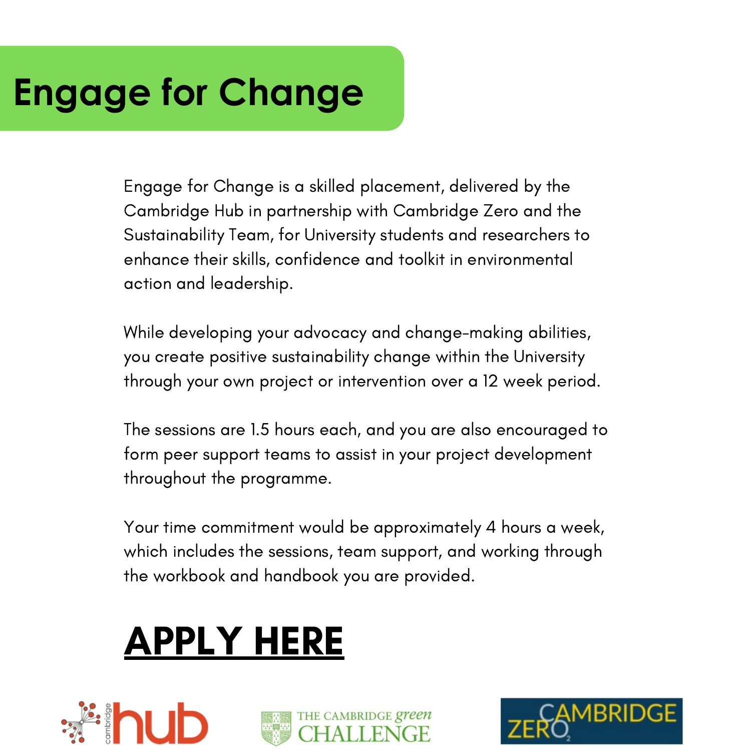# Engage for Change

Engage for Change is a skilled placement, delivered by the Cambridge Hub in partnership with Cambridge Zero and the Sustainability Team, for University students and researchers to enhance their skills, confidence and toolkit in environmental action and leadership.

While developing your advocacy and change-making abilities, you create positive sustainability change within the University through your own project or intervention over a 12 week period.

The sessions are 1.5 hours each, and you are also encouraged to form peer support teams to assist in your project development throughout the programme.

Your time commitment would be approximately 4 hours a week, which includes the sessions, team support, and working through the workbook and handbook you are provided.

## APPLY HERE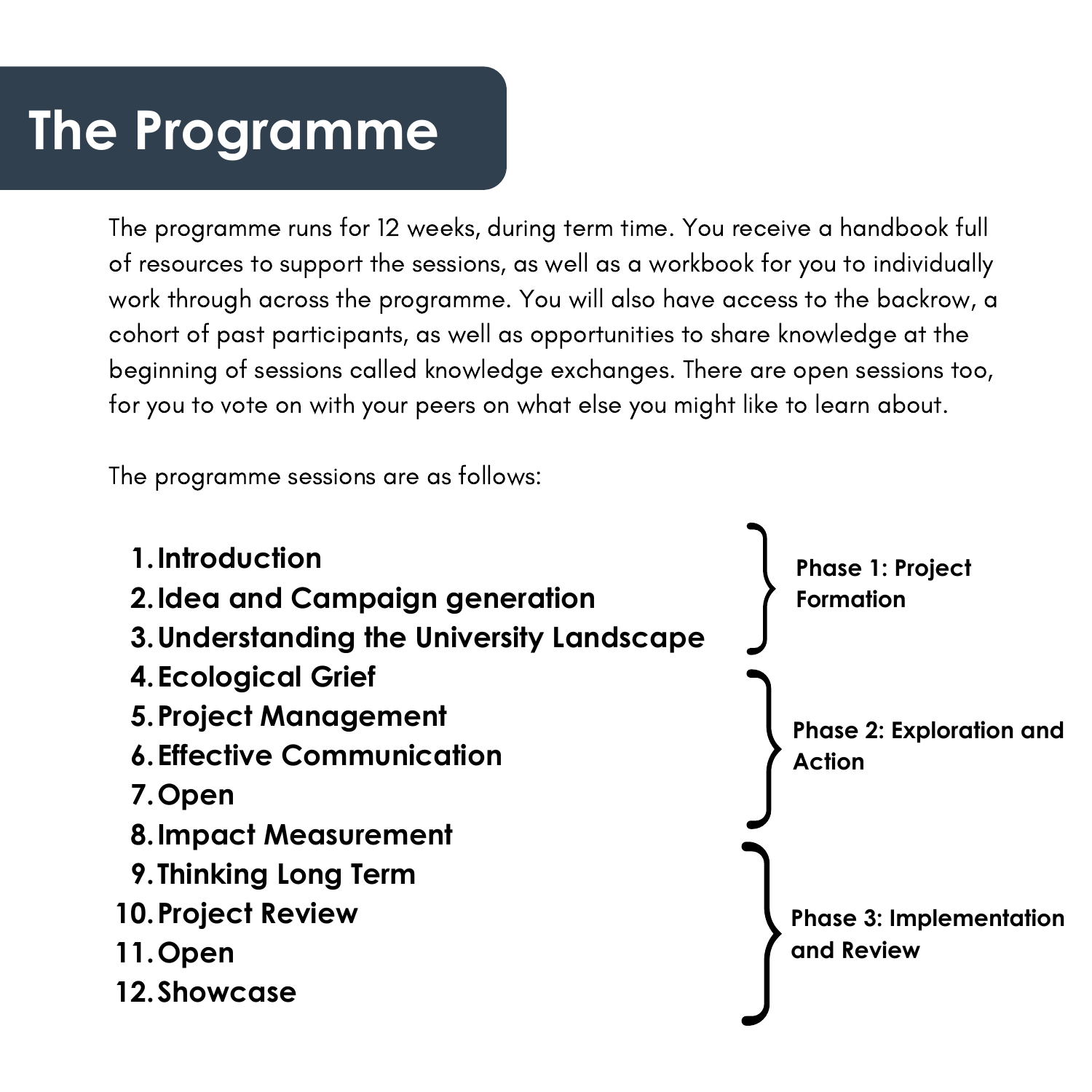# The Programme

The programme runs for 12 weeks, during term time. You receive a handbook full of resources to support the sessions, as well as a workbook for you to individually work through across the programme. You will also have access to the backrow, a cohort of past participants, as well as opportunities to share knowledge at the beginning of sessions called knowledge exchanges. There are open sessions too, for you to vote on with your peers on what else you might like to learn about.

The programme sessions are as follows:

**Phase 1: Project Formation**

1. **Introduction**
2. **Idea and Campaign generation**
3. **Understanding the University Landscape**

**Phase 2: Exploration and Action**

4. **Ecological Grief**
5. **Project Management**
6. **Effective Communication**
7. **Open**

**Phase 3: Implementation and Review**

8. **Impact Measurement**
9. **Thinking Long Term**
10. **Project Review**
11. **Open**
12. **Showcase**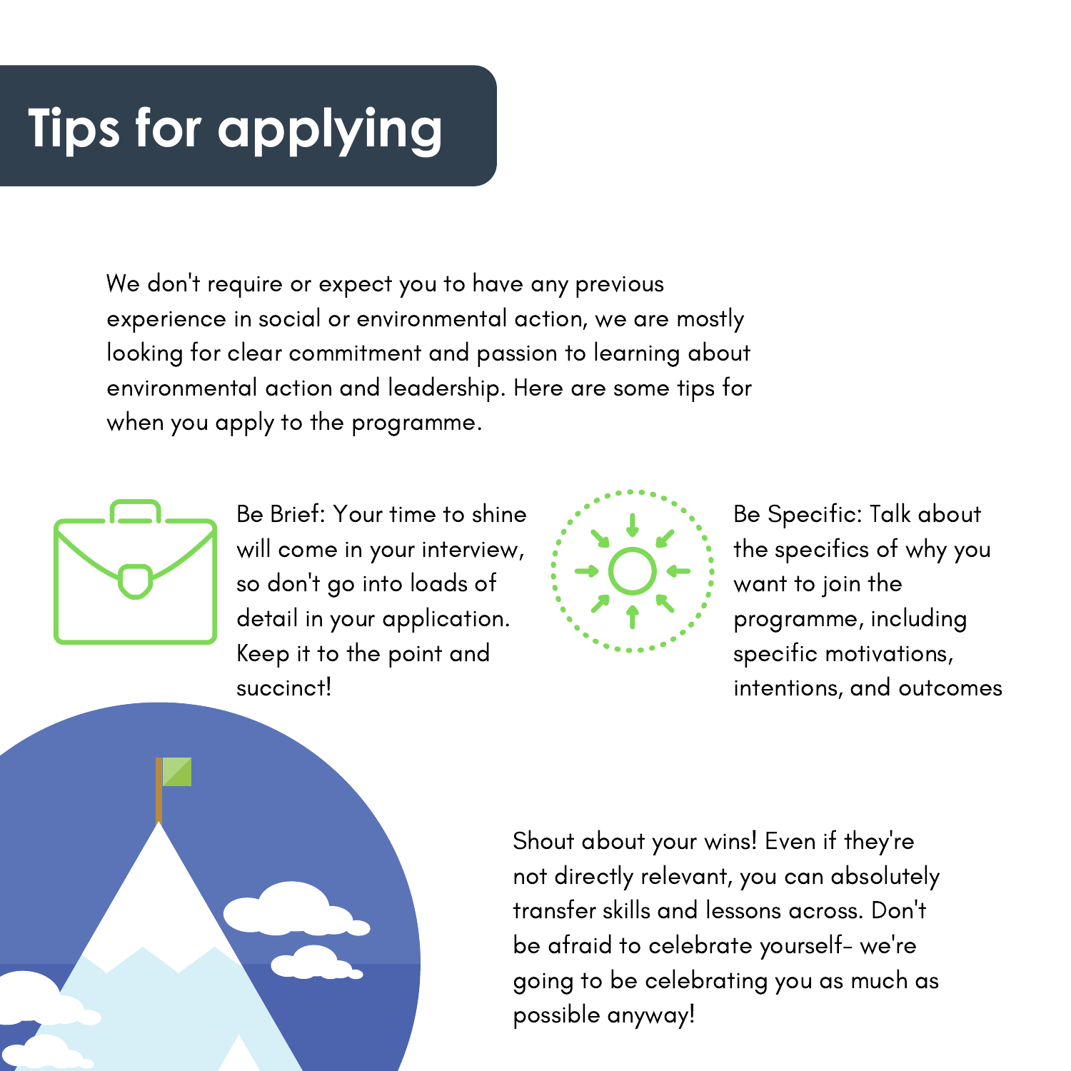# Tips for applying

We don't require or expect you to have any previous experience in social or environmental action, we are mostly looking for clear commitment and passion to learning about environmental action and leadership. Here are some tips for when you apply to the programme.

Be Brief: Your time to shine will come in your interview, so don't go into loads of detail in your application. Keep it to the point and succinct!

Be Specific: Talk about the specifics of why you want to join the programme, including specific motivations, intentions, and outcomes

Shout about your wins! Even if they're not directly relevant, you can absolutely transfer skills and lessons across. Don't be afraid to celebrate yourself- we're going to be celebrating you as much as possible anyway!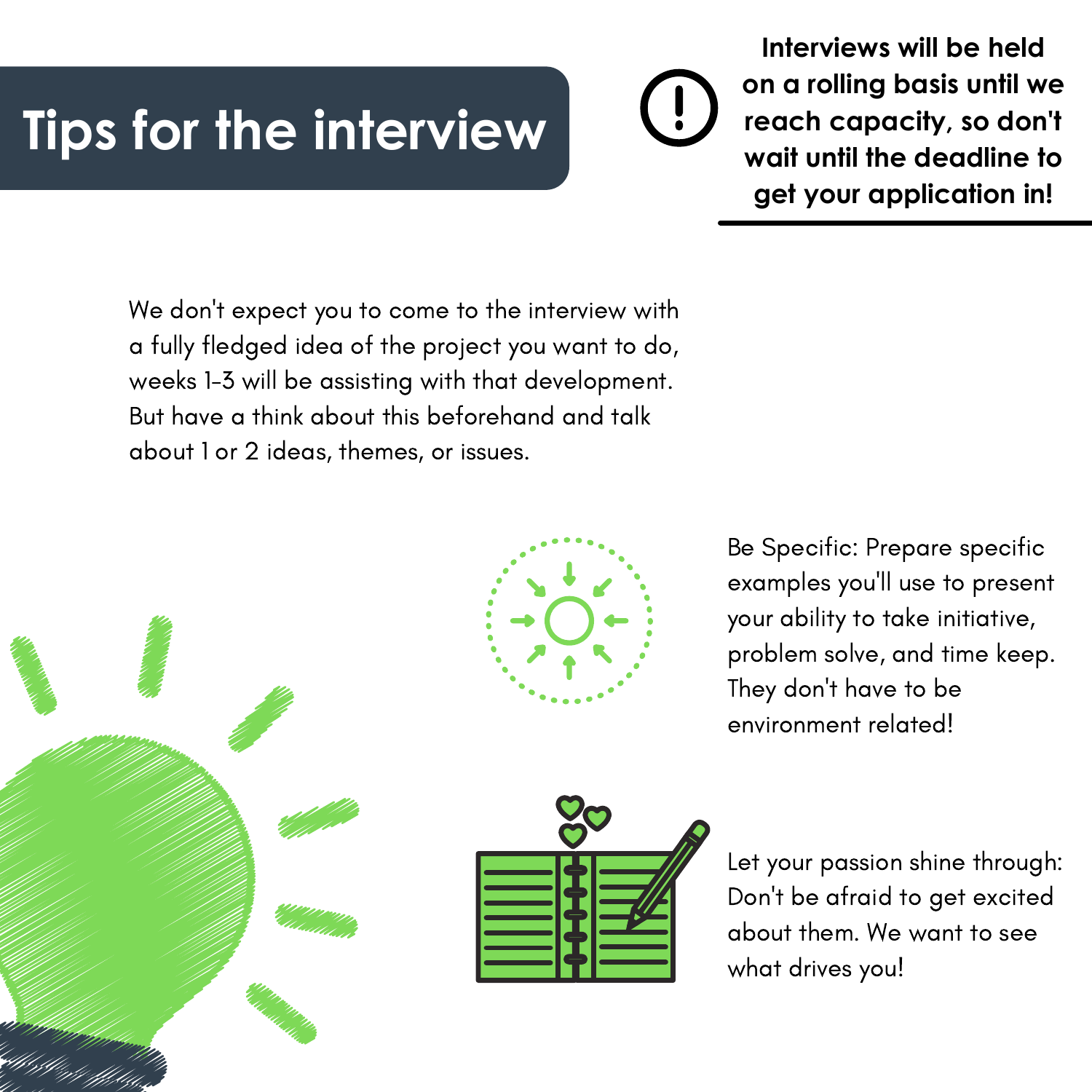# Tips for the interview

**Interviews will be held on a rolling basis until we reach capacity, so don't wait until the deadline to get your application in!**

We don't expect you to come to the interview with a fully fledged idea of the project you want to do, weeks 1-3 will be assisting with that development. But have a think about this beforehand and talk about 1 or 2 ideas, themes, or issues.

Be Specific: Prepare specific examples you'll use to present your ability to take initiative, problem solve, and time keep. They don't have to be environment related!

Let your passion shine through: Don't be afraid to get excited about them. We want to see what drives you!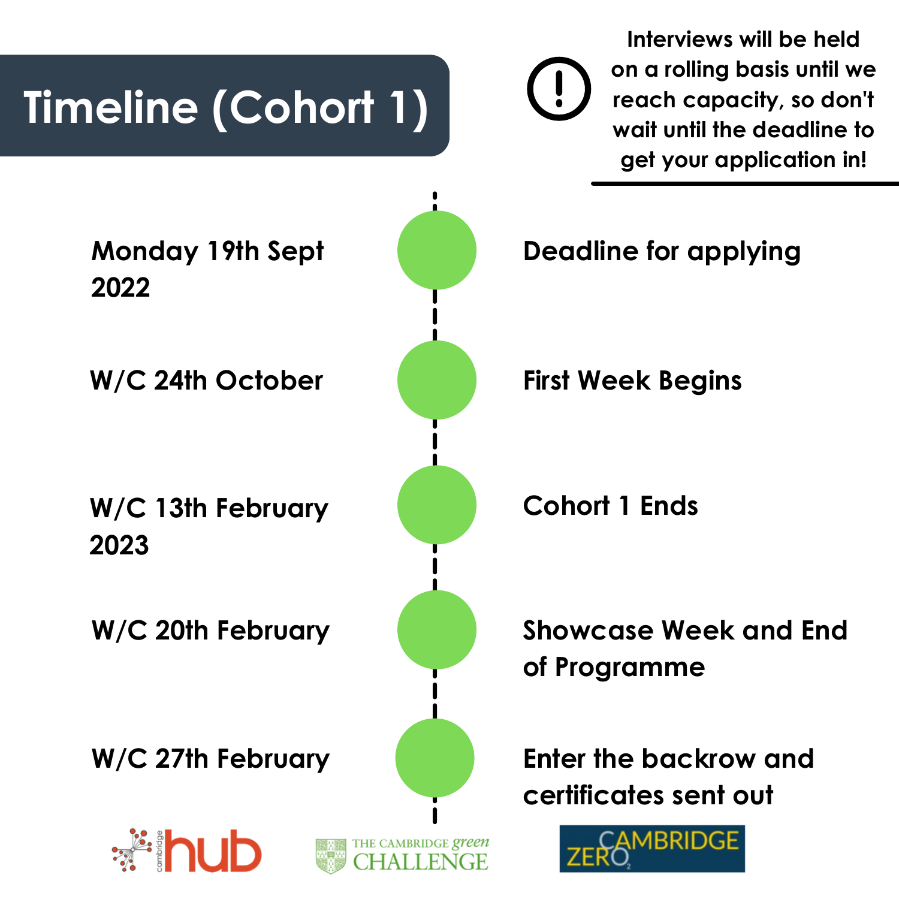# Timeline (Cohort 1)

Interviews will be held on a rolling basis until we reach capacity, so don't wait until the deadline to get your application in!

| Date | Event |
| --- | --- |
| Monday 19th Sept 2022 | Deadline for applying |
| W/C 24th October | First Week Begins |
| W/C 13th February 2023 | Cohort 1 Ends |
| W/C 20th February | Showcase Week and End of Programme |
| W/C 27th February | Enter the backrow and certificates sent out |

cambridge hub | THE CAMBRIDGE green CHALLENGE | CAMBRIDGE ZERO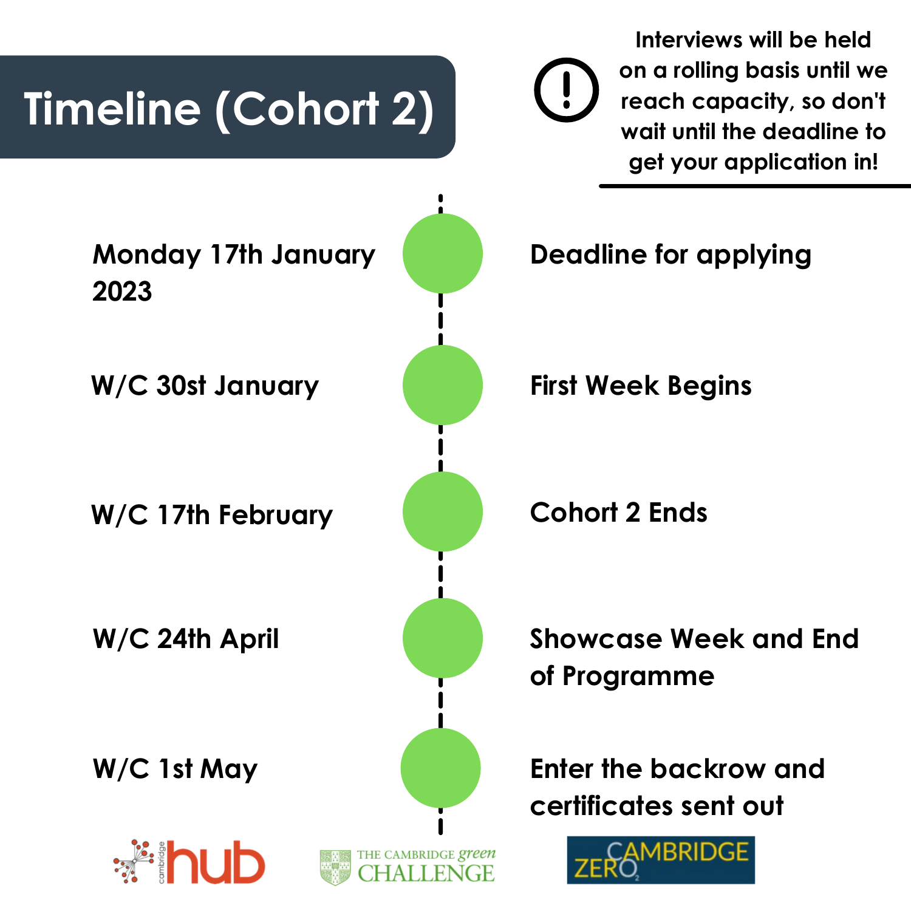# Timeline (Cohort 2)

**Interviews will be held on a rolling basis until we reach capacity, so don't wait until the deadline to get your application in!**

| Date | Event |
| --- | --- |
| Monday 17th January 2023 | Deadline for applying |
| W/C 30st January | First Week Begins |
| W/C 17th February | Cohort 2 Ends |
| W/C 24th April | Showcase Week and End of Programme |
| W/C 1st May | Enter the backrow and certificates sent out |

cambridge hub · THE CAMBRIDGE green CHALLENGE · CAMBRIDGE ZERO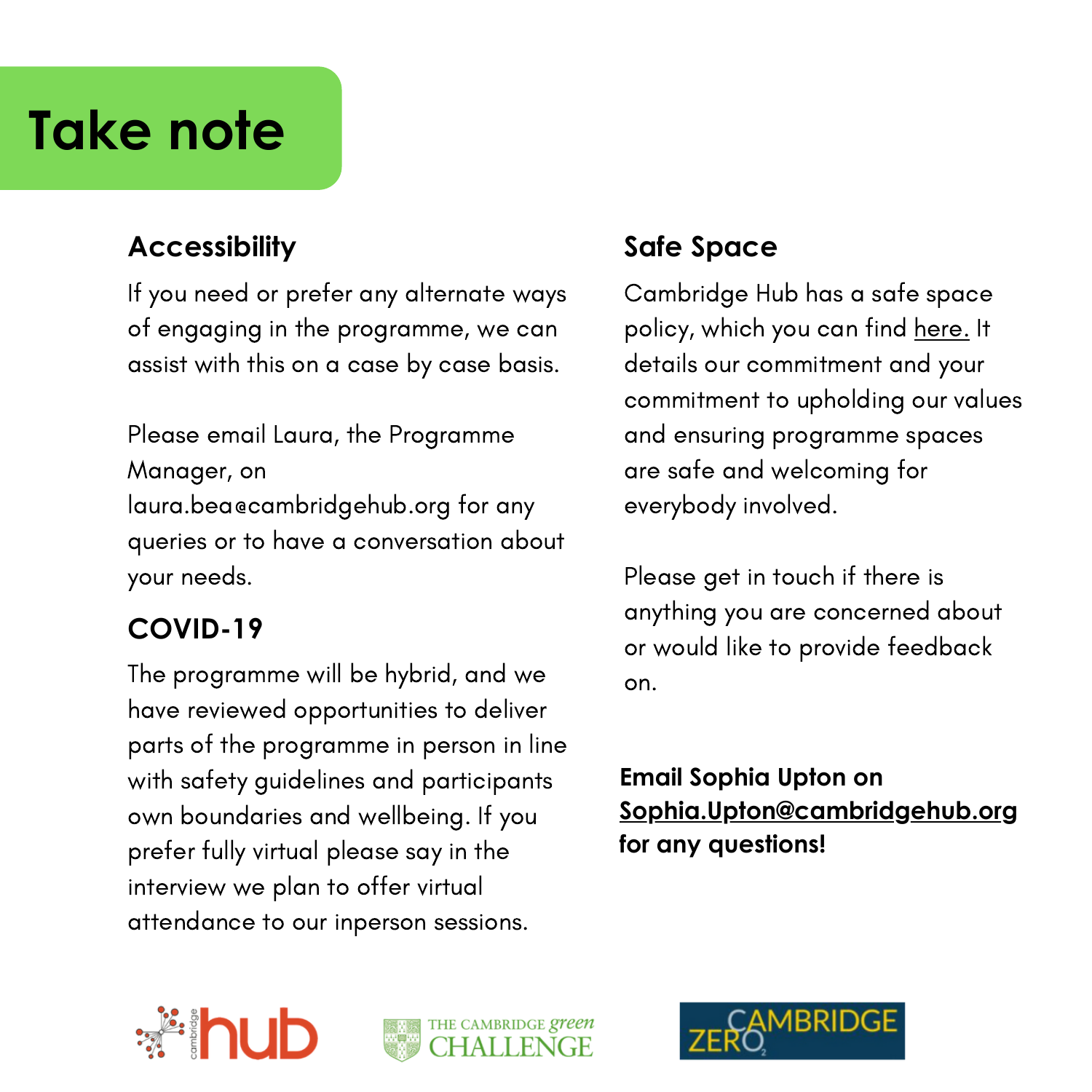# Take note

## Accessibility

If you need or prefer any alternate ways of engaging in the programme, we can assist with this on a case by case basis.

Please email Laura, the Programme Manager, on laura.bea@cambridgehub.org for any queries or to have a conversation about your needs.

## COVID-19

The programme will be hybrid, and we have reviewed opportunities to deliver parts of the programme in person in line with safety guidelines and participants own boundaries and wellbeing. If you prefer fully virtual please say in the interview we plan to offer virtual attendance to our inperson sessions.

## Safe Space

Cambridge Hub has a safe space policy, which you can find here. It details our commitment and your commitment to upholding our values and ensuring programme spaces are safe and welcoming for everybody involved.

Please get in touch if there is anything you are concerned about or would like to provide feedback on.

**Email Sophia Upton on Sophia.Upton@cambridgehub.org for any questions!**